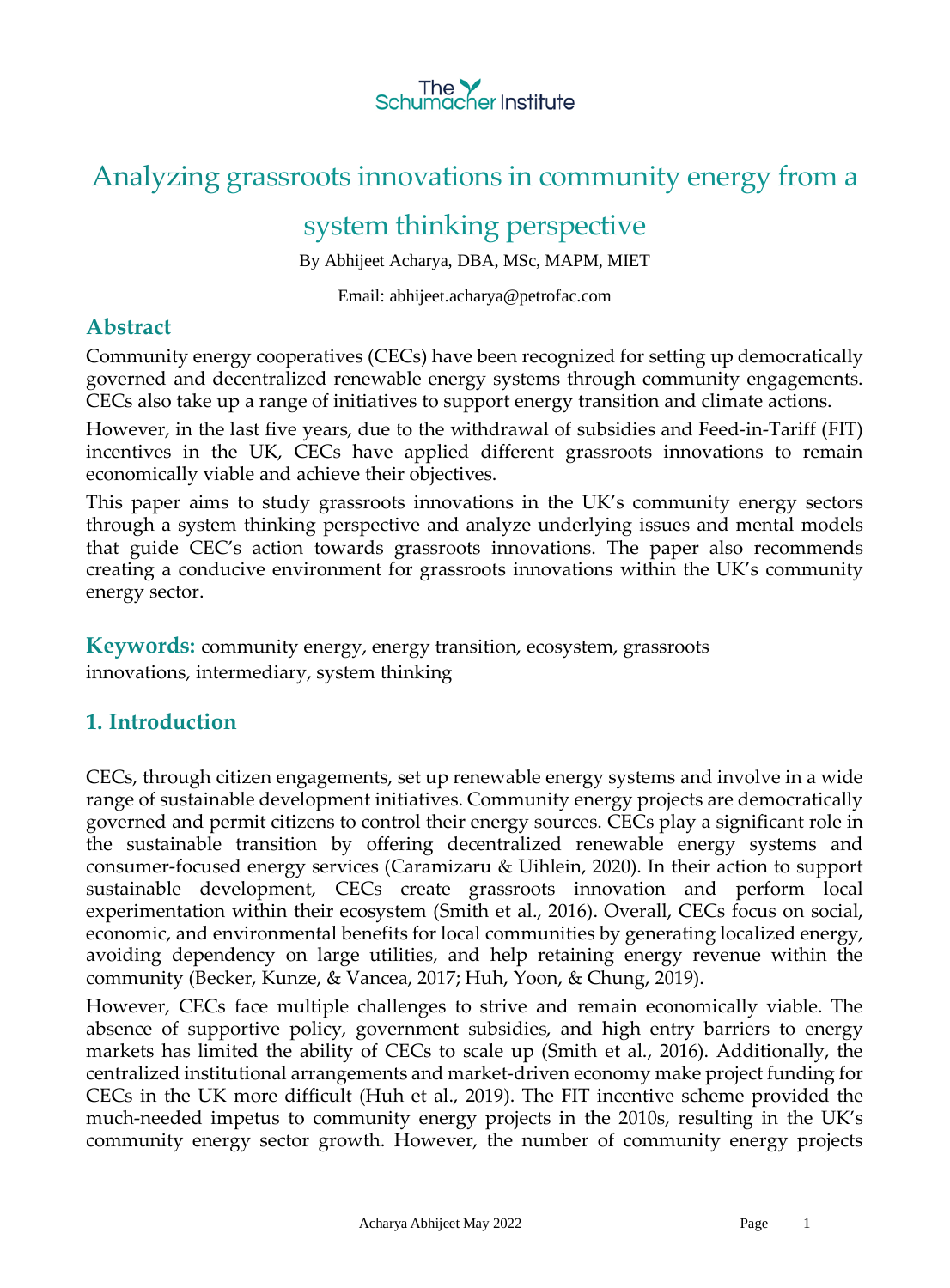The Schumacher Institute

# Analyzing grassroots innovations in community energy from a system thinking perspective

By Abhijeet Acharya, DBA, MSc, MAPM, MIET

Email: abhijeet.acharya@petrofac.com

## Abstract

Community energy cooperatives (CECs) have been recognized for setting up democratically governed and decentralized renewable energy systems through community engagements. CECs also take up a range of initiatives to support energy transition and climate actions.

However, in the last five years, due to the withdrawal of subsidies and Feed-in-Tariff (FIT) incentives in the UK, CECs have applied different grassroots innovations to remain economically viable and achieve their objectives.

This paper aims to study grassroots innovations in the UK's community energy sectors through a system thinking perspective and analyze underlying issues and mental models that guide CEC's action towards grassroots innovations. The paper also recommends creating a conducive environment for grassroots innovations within the UK's community energy sector.

**Keywords:** community energy, energy transition, ecosystem, grassroots innovations, intermediary, system thinking

## 1. Introduction

CECs, through citizen engagements, set up renewable energy systems and involve in a wide range of sustainable development initiatives. Community energy projects are democratically governed and permit citizens to control their energy sources. CECs play a significant role in the sustainable transition by offering decentralized renewable energy systems and consumer-focused energy services (Caramizaru & Uihlein, 2020). In their action to support sustainable development, CECs create grassroots innovation and perform local experimentation within their ecosystem (Smith et al., 2016). Overall, CECs focus on social, economic, and environmental benefits for local communities by generating localized energy, avoiding dependency on large utilities, and help retaining energy revenue within the community (Becker, Kunze, & Vancea, 2017; Huh, Yoon, & Chung, 2019).

However, CECs face multiple challenges to strive and remain economically viable. The absence of supportive policy, government subsidies, and high entry barriers to energy markets has limited the ability of CECs to scale up (Smith et al., 2016). Additionally, the centralized institutional arrangements and market-driven economy make project funding for CECs in the UK more difficult (Huh et al., 2019). The FIT incentive scheme provided the much-needed impetus to community energy projects in the 2010s, resulting in the UK's community energy sector growth. However, the number of community energy projects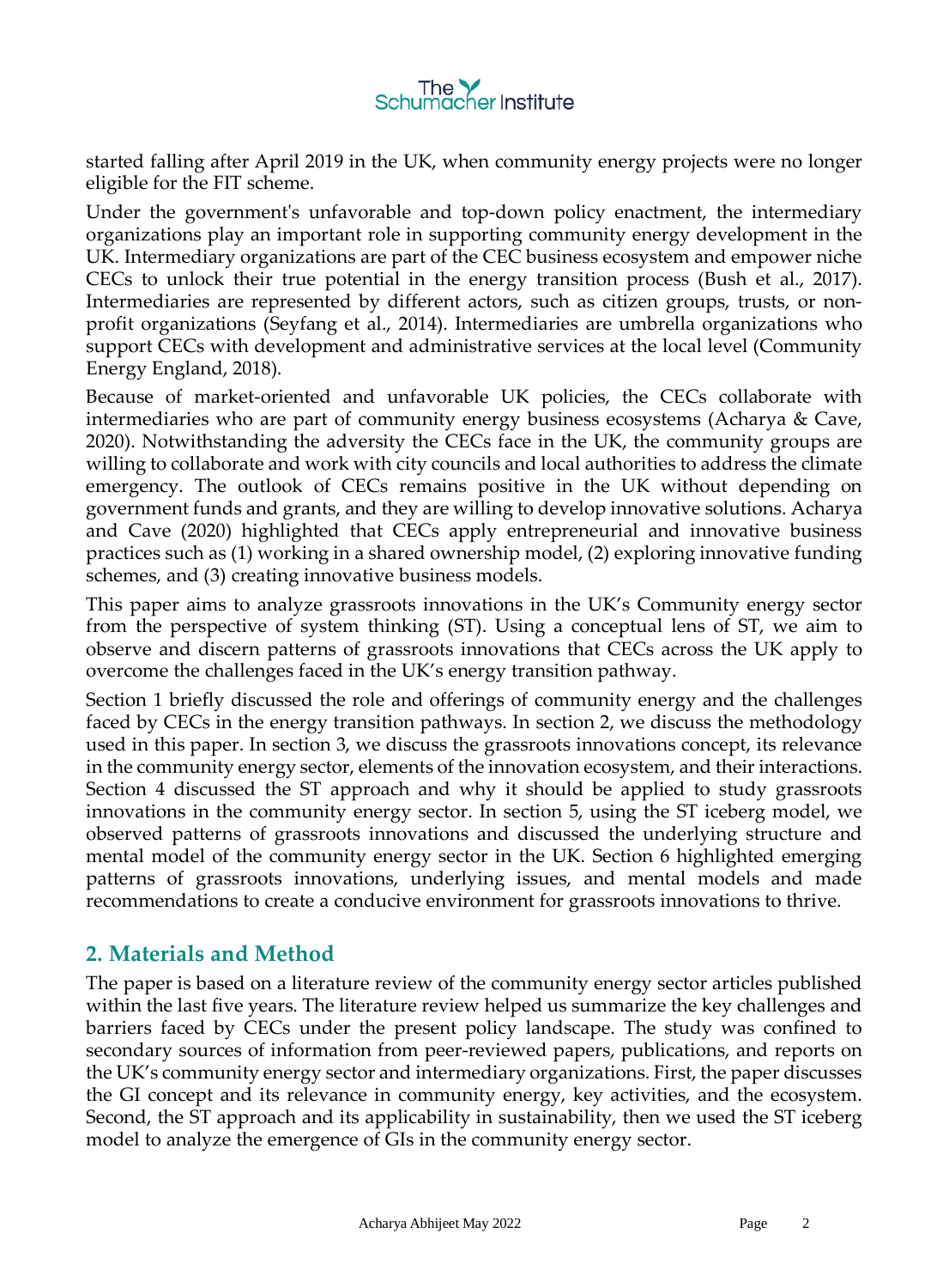started falling after April 2019 in the UK, when community energy projects were no longer eligible for the FIT scheme.

Under the government's unfavorable and top-down policy enactment, the intermediary organizations play an important role in supporting community energy development in the UK. Intermediary organizations are part of the CEC business ecosystem and empower niche CECs to unlock their true potential in the energy transition process (Bush et al., 2017). Intermediaries are represented by different actors, such as citizen groups, trusts, or non-profit organizations (Seyfang et al., 2014). Intermediaries are umbrella organizations who support CECs with development and administrative services at the local level (Community Energy England, 2018).

Because of market-oriented and unfavorable UK policies, the CECs collaborate with intermediaries who are part of community energy business ecosystems (Acharya & Cave, 2020). Notwithstanding the adversity the CECs face in the UK, the community groups are willing to collaborate and work with city councils and local authorities to address the climate emergency. The outlook of CECs remains positive in the UK without depending on government funds and grants, and they are willing to develop innovative solutions. Acharya and Cave (2020) highlighted that CECs apply entrepreneurial and innovative business practices such as (1) working in a shared ownership model, (2) exploring innovative funding schemes, and (3) creating innovative business models.

This paper aims to analyze grassroots innovations in the UK's Community energy sector from the perspective of system thinking (ST). Using a conceptual lens of ST, we aim to observe and discern patterns of grassroots innovations that CECs across the UK apply to overcome the challenges faced in the UK's energy transition pathway.

Section 1 briefly discussed the role and offerings of community energy and the challenges faced by CECs in the energy transition pathways. In section 2, we discuss the methodology used in this paper. In section 3, we discuss the grassroots innovations concept, its relevance in the community energy sector, elements of the innovation ecosystem, and their interactions. Section 4 discussed the ST approach and why it should be applied to study grassroots innovations in the community energy sector. In section 5, using the ST iceberg model, we observed patterns of grassroots innovations and discussed the underlying structure and mental model of the community energy sector in the UK. Section 6 highlighted emerging patterns of grassroots innovations, underlying issues, and mental models and made recommendations to create a conducive environment for grassroots innovations to thrive.

## 2. Materials and Method

The paper is based on a literature review of the community energy sector articles published within the last five years. The literature review helped us summarize the key challenges and barriers faced by CECs under the present policy landscape. The study was confined to secondary sources of information from peer-reviewed papers, publications, and reports on the UK's community energy sector and intermediary organizations. First, the paper discusses the GI concept and its relevance in community energy, key activities, and the ecosystem. Second, the ST approach and its applicability in sustainability, then we used the ST iceberg model to analyze the emergence of GIs in the community energy sector.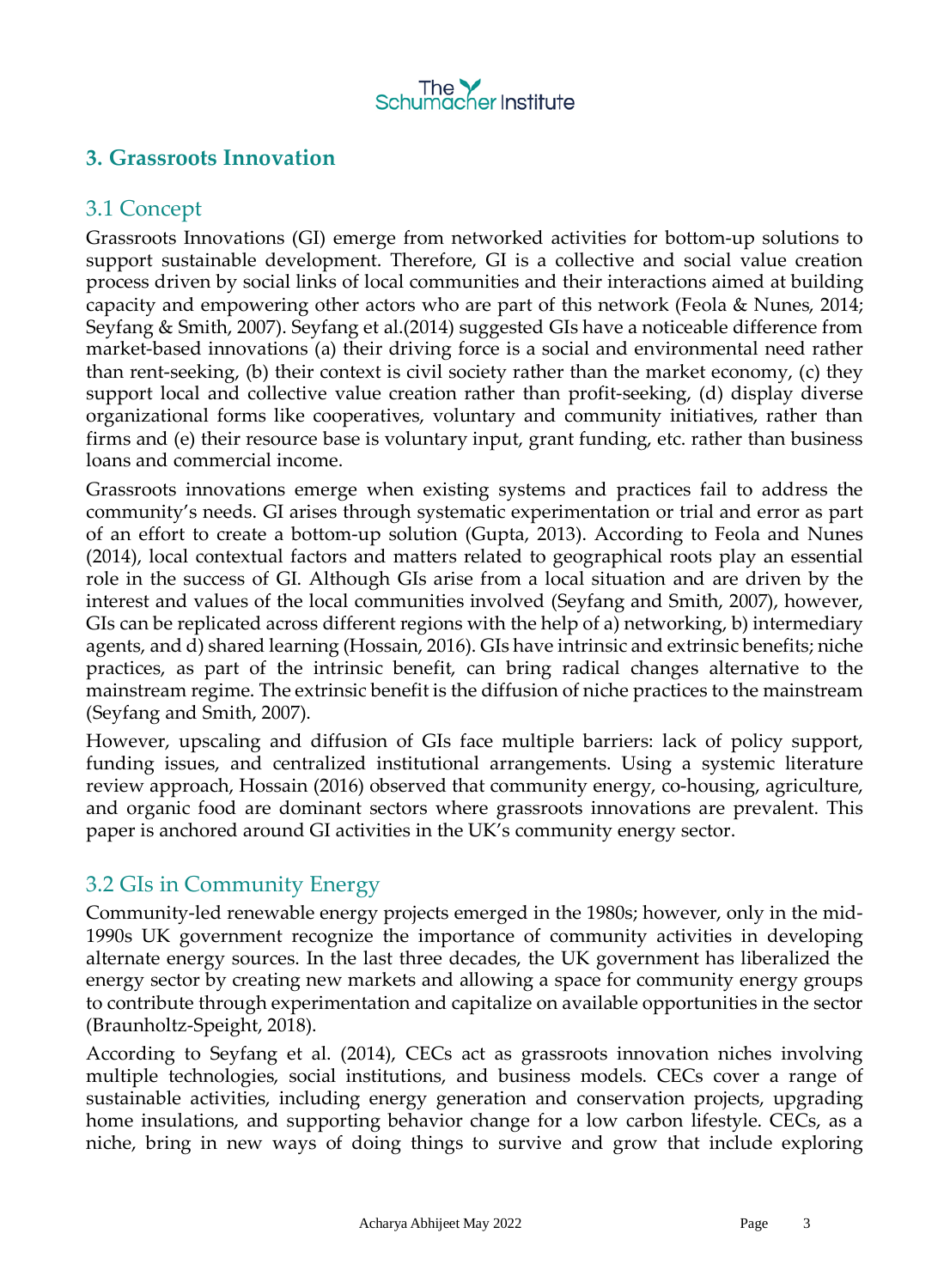## 3. Grassroots Innovation

### 3.1 Concept

Grassroots Innovations (GI) emerge from networked activities for bottom-up solutions to support sustainable development. Therefore, GI is a collective and social value creation process driven by social links of local communities and their interactions aimed at building capacity and empowering other actors who are part of this network (Feola & Nunes, 2014; Seyfang & Smith, 2007). Seyfang et al.(2014) suggested GIs have a noticeable difference from market-based innovations (a) their driving force is a social and environmental need rather than rent-seeking, (b) their context is civil society rather than the market economy, (c) they support local and collective value creation rather than profit-seeking, (d) display diverse organizational forms like cooperatives, voluntary and community initiatives, rather than firms and (e) their resource base is voluntary input, grant funding, etc. rather than business loans and commercial income.

Grassroots innovations emerge when existing systems and practices fail to address the community's needs. GI arises through systematic experimentation or trial and error as part of an effort to create a bottom-up solution (Gupta, 2013). According to Feola and Nunes (2014), local contextual factors and matters related to geographical roots play an essential role in the success of GI. Although GIs arise from a local situation and are driven by the interest and values of the local communities involved (Seyfang and Smith, 2007), however, GIs can be replicated across different regions with the help of a) networking, b) intermediary agents, and d) shared learning (Hossain, 2016). GIs have intrinsic and extrinsic benefits; niche practices, as part of the intrinsic benefit, can bring radical changes alternative to the mainstream regime. The extrinsic benefit is the diffusion of niche practices to the mainstream (Seyfang and Smith, 2007).

However, upscaling and diffusion of GIs face multiple barriers: lack of policy support, funding issues, and centralized institutional arrangements. Using a systemic literature review approach, Hossain (2016) observed that community energy, co-housing, agriculture, and organic food are dominant sectors where grassroots innovations are prevalent. This paper is anchored around GI activities in the UK's community energy sector.

### 3.2 GIs in Community Energy

Community-led renewable energy projects emerged in the 1980s; however, only in the mid-1990s UK government recognize the importance of community activities in developing alternate energy sources. In the last three decades, the UK government has liberalized the energy sector by creating new markets and allowing a space for community energy groups to contribute through experimentation and capitalize on available opportunities in the sector (Braunholtz-Speight, 2018).

According to Seyfang et al. (2014), CECs act as grassroots innovation niches involving multiple technologies, social institutions, and business models. CECs cover a range of sustainable activities, including energy generation and conservation projects, upgrading home insulations, and supporting behavior change for a low carbon lifestyle. CECs, as a niche, bring in new ways of doing things to survive and grow that include exploring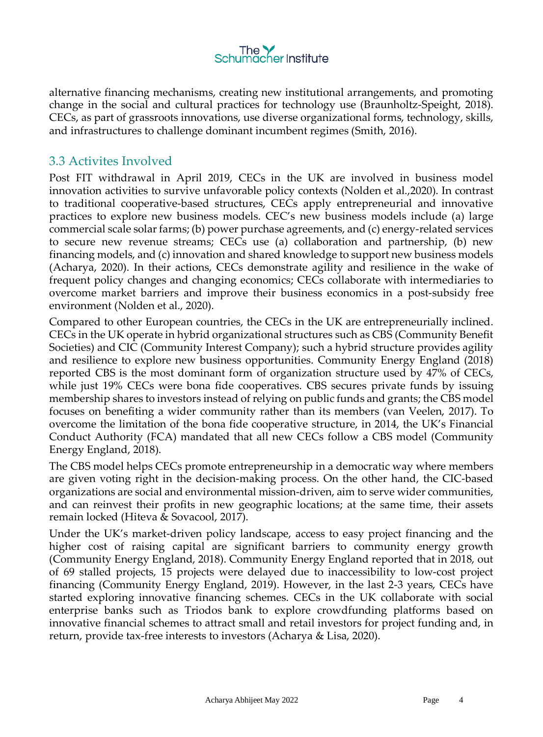alternative financing mechanisms, creating new institutional arrangements, and promoting change in the social and cultural practices for technology use (Braunholtz-Speight, 2018). CECs, as part of grassroots innovations, use diverse organizational forms, technology, skills, and infrastructures to challenge dominant incumbent regimes (Smith, 2016).

## 3.3 Activites Involved

Post FIT withdrawal in April 2019, CECs in the UK are involved in business model innovation activities to survive unfavorable policy contexts (Nolden et al.,2020). In contrast to traditional cooperative-based structures, CECs apply entrepreneurial and innovative practices to explore new business models. CEC's new business models include (a) large commercial scale solar farms; (b) power purchase agreements, and (c) energy-related services to secure new revenue streams; CECs use (a) collaboration and partnership, (b) new financing models, and (c) innovation and shared knowledge to support new business models (Acharya, 2020). In their actions, CECs demonstrate agility and resilience in the wake of frequent policy changes and changing economics; CECs collaborate with intermediaries to overcome market barriers and improve their business economics in a post-subsidy free environment (Nolden et al., 2020).

Compared to other European countries, the CECs in the UK are entrepreneurially inclined. CECs in the UK operate in hybrid organizational structures such as CBS (Community Benefit Societies) and CIC (Community Interest Company); such a hybrid structure provides agility and resilience to explore new business opportunities. Community Energy England (2018) reported CBS is the most dominant form of organization structure used by 47% of CECs, while just 19% CECs were bona fide cooperatives. CBS secures private funds by issuing membership shares to investors instead of relying on public funds and grants; the CBS model focuses on benefiting a wider community rather than its members (van Veelen, 2017). To overcome the limitation of the bona fide cooperative structure, in 2014, the UK's Financial Conduct Authority (FCA) mandated that all new CECs follow a CBS model (Community Energy England, 2018).

The CBS model helps CECs promote entrepreneurship in a democratic way where members are given voting right in the decision-making process. On the other hand, the CIC-based organizations are social and environmental mission-driven, aim to serve wider communities, and can reinvest their profits in new geographic locations; at the same time, their assets remain locked (Hiteva & Sovacool, 2017).

Under the UK's market-driven policy landscape, access to easy project financing and the higher cost of raising capital are significant barriers to community energy growth (Community Energy England, 2018). Community Energy England reported that in 2018, out of 69 stalled projects, 15 projects were delayed due to inaccessibility to low-cost project financing (Community Energy England, 2019). However, in the last 2-3 years, CECs have started exploring innovative financing schemes. CECs in the UK collaborate with social enterprise banks such as Triodos bank to explore crowdfunding platforms based on innovative financial schemes to attract small and retail investors for project funding and, in return, provide tax-free interests to investors (Acharya & Lisa, 2020).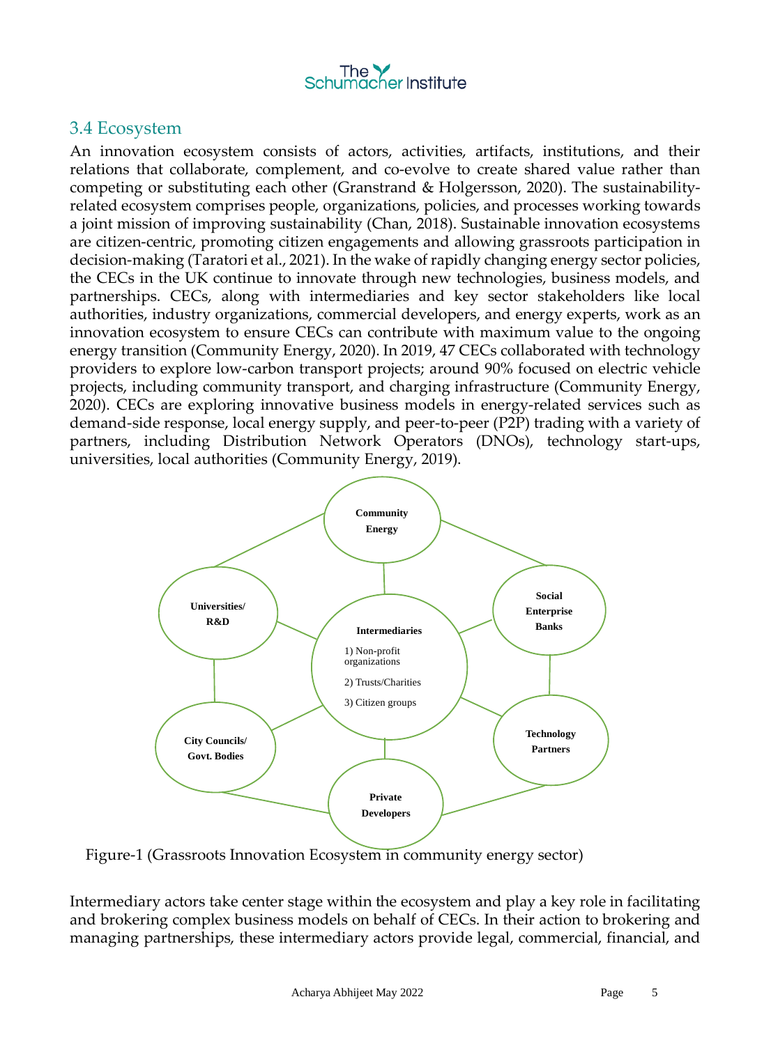## 3.4 Ecosystem

An innovation ecosystem consists of actors, activities, artifacts, institutions, and their relations that collaborate, complement, and co-evolve to create shared value rather than competing or substituting each other (Granstrand & Holgersson, 2020). The sustainability-related ecosystem comprises people, organizations, policies, and processes working towards a joint mission of improving sustainability (Chan, 2018). Sustainable innovation ecosystems are citizen-centric, promoting citizen engagements and allowing grassroots participation in decision-making (Taratori et al., 2021). In the wake of rapidly changing energy sector policies, the CECs in the UK continue to innovate through new technologies, business models, and partnerships. CECs, along with intermediaries and key sector stakeholders like local authorities, industry organizations, commercial developers, and energy experts, work as an innovation ecosystem to ensure CECs can contribute with maximum value to the ongoing energy transition (Community Energy, 2020). In 2019, 47 CECs collaborated with technology providers to explore low-carbon transport projects; around 90% focused on electric vehicle projects, including community transport, and charging infrastructure (Community Energy, 2020). CECs are exploring innovative business models in energy-related services such as demand-side response, local energy supply, and peer-to-peer (P2P) trading with a variety of partners, including Distribution Network Operators (DNOs), technology start-ups, universities, local authorities (Community Energy, 2019).

Community Energy

Universities/ R&D

Social Enterprise Banks

Intermediaries
1) Non-profit organizations
2) Trusts/Charities
3) Citizen groups

City Councils/ Govt. Bodies

Technology Partners

Private Developers

Figure-1 (Grassroots Innovation Ecosystem in community energy sector)

Intermediary actors take center stage within the ecosystem and play a key role in facilitating and brokering complex business models on behalf of CECs. In their action to brokering and managing partnerships, these intermediary actors provide legal, commercial, financial, and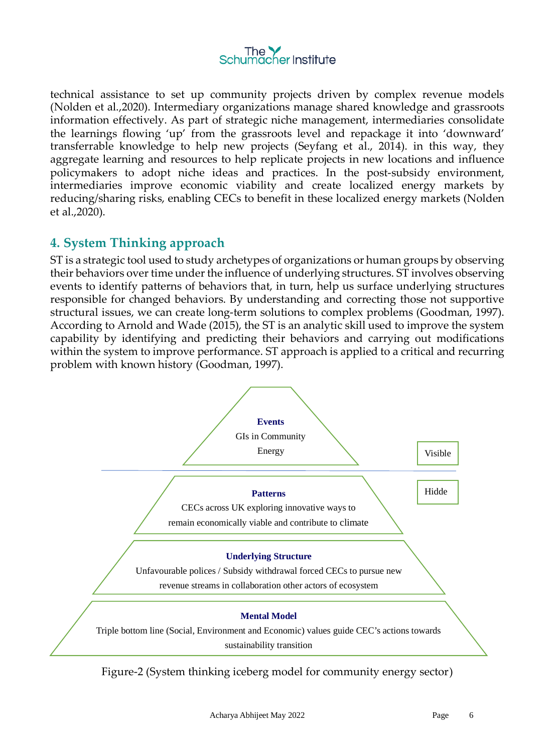technical assistance to set up community projects driven by complex revenue models (Nolden et al.,2020). Intermediary organizations manage shared knowledge and grassroots information effectively. As part of strategic niche management, intermediaries consolidate the learnings flowing 'up' from the grassroots level and repackage it into 'downward' transferrable knowledge to help new projects (Seyfang et al., 2014). in this way, they aggregate learning and resources to help replicate projects in new locations and influence policymakers to adopt niche ideas and practices. In the post-subsidy environment, intermediaries improve economic viability and create localized energy markets by reducing/sharing risks, enabling CECs to benefit in these localized energy markets (Nolden et al.,2020).

## 4. System Thinking approach

ST is a strategic tool used to study archetypes of organizations or human groups by observing their behaviors over time under the influence of underlying structures. ST involves observing events to identify patterns of behaviors that, in turn, help us surface underlying structures responsible for changed behaviors. By understanding and correcting those not supportive structural issues, we can create long-term solutions to complex problems (Goodman, 1997). According to Arnold and Wade (2015), the ST is an analytic skill used to improve the system capability by identifying and predicting their behaviors and carrying out modifications within the system to improve performance. ST approach is applied to a critical and recurring problem with known history (Goodman, 1997).

**Events**
GIs in Community Energy

Visible

Hidde

**Patterns**
CECs across UK exploring innovative ways to remain economically viable and contribute to climate

**Underlying Structure**
Unfavourable polices / Subsidy withdrawal forced CECs to pursue new revenue streams in collaboration other actors of ecosystem

**Mental Model**
Triple bottom line (Social, Environment and Economic) values guide CEC's actions towards sustainability transition

Figure-2 (System thinking iceberg model for community energy sector)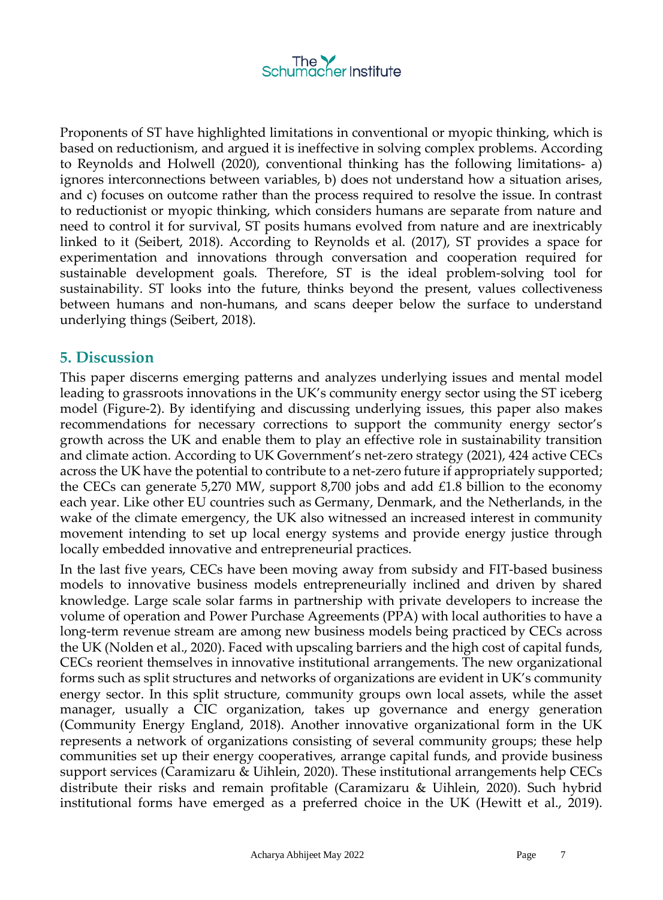Proponents of ST have highlighted limitations in conventional or myopic thinking, which is based on reductionism, and argued it is ineffective in solving complex problems. According to Reynolds and Holwell (2020), conventional thinking has the following limitations- a) ignores interconnections between variables, b) does not understand how a situation arises, and c) focuses on outcome rather than the process required to resolve the issue. In contrast to reductionist or myopic thinking, which considers humans are separate from nature and need to control it for survival, ST posits humans evolved from nature and are inextricably linked to it (Seibert, 2018). According to Reynolds et al. (2017), ST provides a space for experimentation and innovations through conversation and cooperation required for sustainable development goals. Therefore, ST is the ideal problem-solving tool for sustainability. ST looks into the future, thinks beyond the present, values collectiveness between humans and non-humans, and scans deeper below the surface to understand underlying things (Seibert, 2018).

## 5. Discussion

This paper discerns emerging patterns and analyzes underlying issues and mental model leading to grassroots innovations in the UK's community energy sector using the ST iceberg model (Figure-2). By identifying and discussing underlying issues, this paper also makes recommendations for necessary corrections to support the community energy sector's growth across the UK and enable them to play an effective role in sustainability transition and climate action. According to UK Government's net-zero strategy (2021), 424 active CECs across the UK have the potential to contribute to a net-zero future if appropriately supported; the CECs can generate 5,270 MW, support 8,700 jobs and add £1.8 billion to the economy each year. Like other EU countries such as Germany, Denmark, and the Netherlands, in the wake of the climate emergency, the UK also witnessed an increased interest in community movement intending to set up local energy systems and provide energy justice through locally embedded innovative and entrepreneurial practices.

In the last five years, CECs have been moving away from subsidy and FIT-based business models to innovative business models entrepreneurially inclined and driven by shared knowledge. Large scale solar farms in partnership with private developers to increase the volume of operation and Power Purchase Agreements (PPA) with local authorities to have a long-term revenue stream are among new business models being practiced by CECs across the UK (Nolden et al., 2020). Faced with upscaling barriers and the high cost of capital funds, CECs reorient themselves in innovative institutional arrangements. The new organizational forms such as split structures and networks of organizations are evident in UK's community energy sector. In this split structure, community groups own local assets, while the asset manager, usually a CIC organization, takes up governance and energy generation (Community Energy England, 2018). Another innovative organizational form in the UK represents a network of organizations consisting of several community groups; these help communities set up their energy cooperatives, arrange capital funds, and provide business support services (Caramizaru & Uihlein, 2020). These institutional arrangements help CECs distribute their risks and remain profitable (Caramizaru & Uihlein, 2020). Such hybrid institutional forms have emerged as a preferred choice in the UK (Hewitt et al., 2019).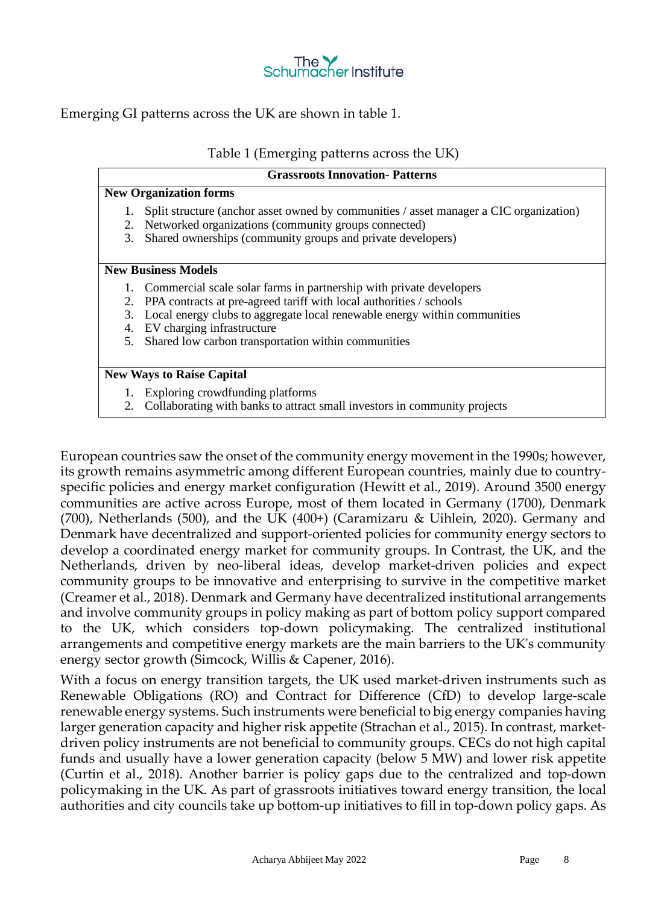Emerging GI patterns across the UK are shown in table 1.

Table 1 (Emerging patterns across the UK)

| Grassroots Innovation- Patterns |
|---|
| **New Organization forms**<br>1. Split structure (anchor asset owned by communities / asset manager a CIC organization)<br>2. Networked organizations (community groups connected)<br>3. Shared ownerships (community groups and private developers) |
| **New Business Models**<br>1. Commercial scale solar farms in partnership with private developers<br>2. PPA contracts at pre-agreed tariff with local authorities / schools<br>3. Local energy clubs to aggregate local renewable energy within communities<br>4. EV charging infrastructure<br>5. Shared low carbon transportation within communities |
| **New Ways to Raise Capital**<br>1. Exploring crowdfunding platforms<br>2. Collaborating with banks to attract small investors in community projects |

European countries saw the onset of the community energy movement in the 1990s; however, its growth remains asymmetric among different European countries, mainly due to country-specific policies and energy market configuration (Hewitt et al., 2019). Around 3500 energy communities are active across Europe, most of them located in Germany (1700), Denmark (700), Netherlands (500), and the UK (400+) (Caramizaru & Uihlein, 2020). Germany and Denmark have decentralized and support-oriented policies for community energy sectors to develop a coordinated energy market for community groups. In Contrast, the UK, and the Netherlands, driven by neo-liberal ideas, develop market-driven policies and expect community groups to be innovative and enterprising to survive in the competitive market (Creamer et al., 2018). Denmark and Germany have decentralized institutional arrangements and involve community groups in policy making as part of bottom policy support compared to the UK, which considers top-down policymaking. The centralized institutional arrangements and competitive energy markets are the main barriers to the UK's community energy sector growth (Simcock, Willis & Capener, 2016).

With a focus on energy transition targets, the UK used market-driven instruments such as Renewable Obligations (RO) and Contract for Difference (CfD) to develop large-scale renewable energy systems. Such instruments were beneficial to big energy companies having larger generation capacity and higher risk appetite (Strachan et al., 2015). In contrast, market-driven policy instruments are not beneficial to community groups. CECs do not high capital funds and usually have a lower generation capacity (below 5 MW) and lower risk appetite (Curtin et al., 2018). Another barrier is policy gaps due to the centralized and top-down policymaking in the UK. As part of grassroots initiatives toward energy transition, the local authorities and city councils take up bottom-up initiatives to fill in top-down policy gaps. As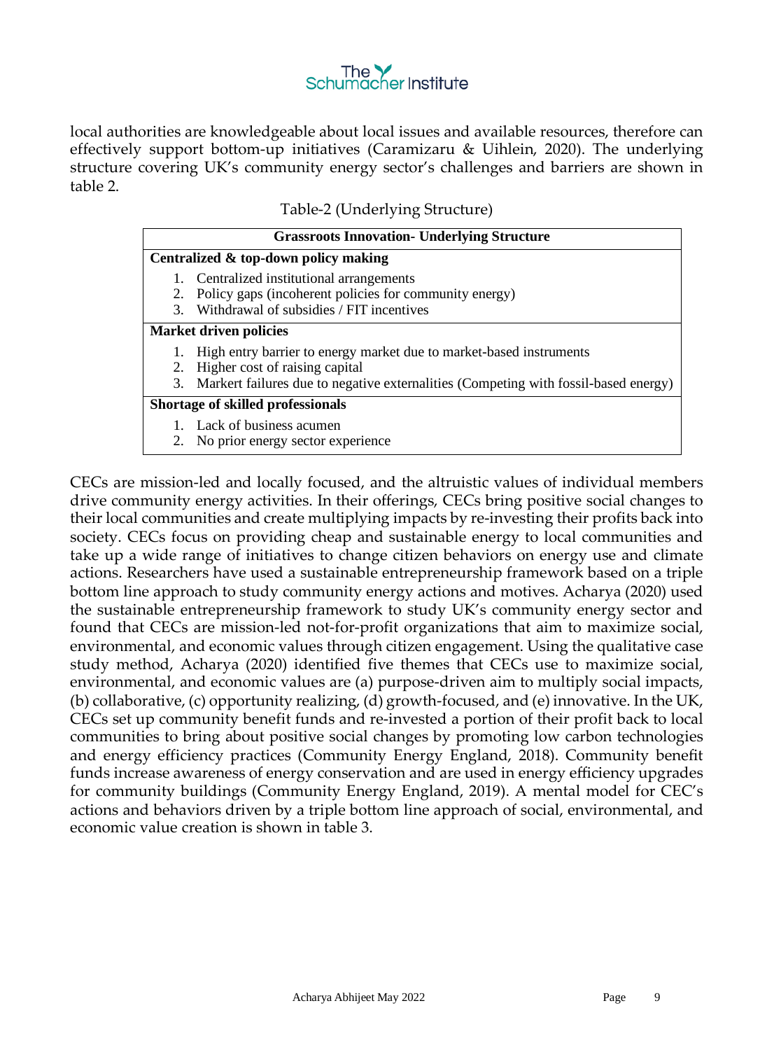local authorities are knowledgeable about local issues and available resources, therefore can effectively support bottom-up initiatives (Caramizaru & Uihlein, 2020). The underlying structure covering UK's community energy sector's challenges and barriers are shown in table 2.

Table-2 (Underlying Structure)

| Grassroots Innovation- Underlying Structure |
|---|
| **Centralized & top-down policy making** |
| 1. Centralized institutional arrangements<br>2. Policy gaps (incoherent policies for community energy)<br>3. Withdrawal of subsidies / FIT incentives |
| **Market driven policies** |
| 1. High entry barrier to energy market due to market-based instruments<br>2. Higher cost of raising capital<br>3. Markert failures due to negative externalities (Competing with fossil-based energy) |
| **Shortage of skilled professionals** |
| 1. Lack of business acumen<br>2. No prior energy sector experience |

CECs are mission-led and locally focused, and the altruistic values of individual members drive community energy activities. In their offerings, CECs bring positive social changes to their local communities and create multiplying impacts by re-investing their profits back into society. CECs focus on providing cheap and sustainable energy to local communities and take up a wide range of initiatives to change citizen behaviors on energy use and climate actions. Researchers have used a sustainable entrepreneurship framework based on a triple bottom line approach to study community energy actions and motives. Acharya (2020) used the sustainable entrepreneurship framework to study UK's community energy sector and found that CECs are mission-led not-for-profit organizations that aim to maximize social, environmental, and economic values through citizen engagement. Using the qualitative case study method, Acharya (2020) identified five themes that CECs use to maximize social, environmental, and economic values are (a) purpose-driven aim to multiply social impacts, (b) collaborative, (c) opportunity realizing, (d) growth-focused, and (e) innovative. In the UK, CECs set up community benefit funds and re-invested a portion of their profit back to local communities to bring about positive social changes by promoting low carbon technologies and energy efficiency practices (Community Energy England, 2018). Community benefit funds increase awareness of energy conservation and are used in energy efficiency upgrades for community buildings (Community Energy England, 2019). A mental model for CEC's actions and behaviors driven by a triple bottom line approach of social, environmental, and economic value creation is shown in table 3.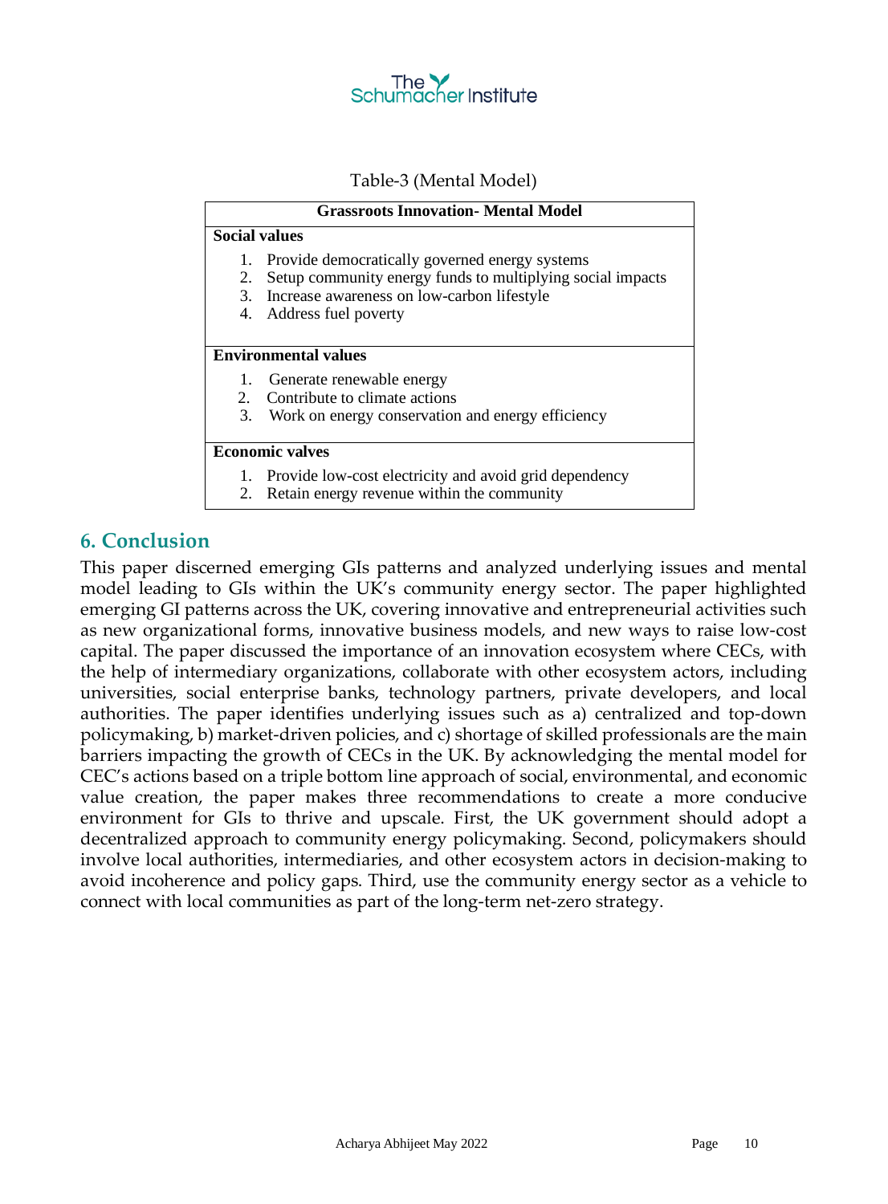Table-3 (Mental Model)

| Grassroots Innovation- Mental Model |
|---|
| **Social values**<br>1. Provide democratically governed energy systems<br>2. Setup community energy funds to multiplying social impacts<br>3. Increase awareness on low-carbon lifestyle<br>4. Address fuel poverty |
| **Environmental values**<br>1. Generate renewable energy<br>2. Contribute to climate actions<br>3. Work on energy conservation and energy efficiency |
| **Economic valves**<br>1. Provide low-cost electricity and avoid grid dependency<br>2. Retain energy revenue within the community |

## 6. Conclusion

This paper discerned emerging GIs patterns and analyzed underlying issues and mental model leading to GIs within the UK's community energy sector. The paper highlighted emerging GI patterns across the UK, covering innovative and entrepreneurial activities such as new organizational forms, innovative business models, and new ways to raise low-cost capital. The paper discussed the importance of an innovation ecosystem where CECs, with the help of intermediary organizations, collaborate with other ecosystem actors, including universities, social enterprise banks, technology partners, private developers, and local authorities. The paper identifies underlying issues such as a) centralized and top-down policymaking, b) market-driven policies, and c) shortage of skilled professionals are the main barriers impacting the growth of CECs in the UK. By acknowledging the mental model for CEC's actions based on a triple bottom line approach of social, environmental, and economic value creation, the paper makes three recommendations to create a more conducive environment for GIs to thrive and upscale. First, the UK government should adopt a decentralized approach to community energy policymaking. Second, policymakers should involve local authorities, intermediaries, and other ecosystem actors in decision-making to avoid incoherence and policy gaps. Third, use the community energy sector as a vehicle to connect with local communities as part of the long-term net-zero strategy.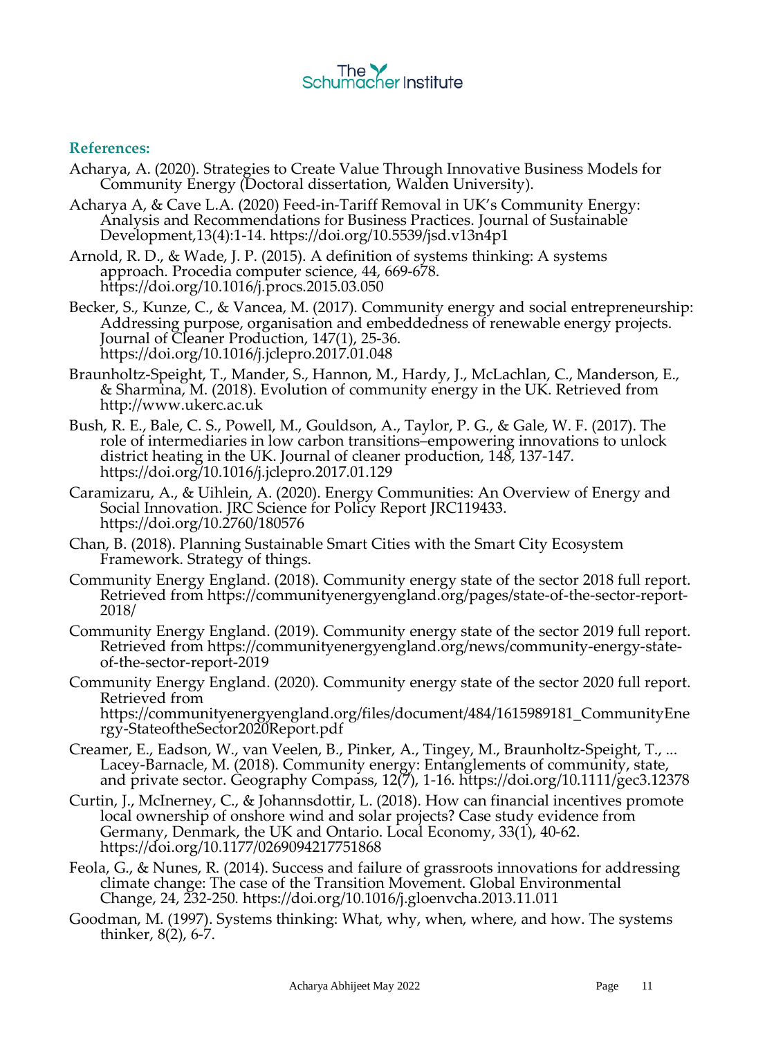**References:**

Acharya, A. (2020). Strategies to Create Value Through Innovative Business Models for Community Energy (Doctoral dissertation, Walden University).

Acharya A, & Cave L.A. (2020) Feed-in-Tariff Removal in UK's Community Energy: Analysis and Recommendations for Business Practices. Journal of Sustainable Development,13(4):1-14. https://doi.org/10.5539/jsd.v13n4p1

Arnold, R. D., & Wade, J. P. (2015). A definition of systems thinking: A systems approach. Procedia computer science, 44, 669-678. https://doi.org/10.1016/j.procs.2015.03.050

Becker, S., Kunze, C., & Vancea, M. (2017). Community energy and social entrepreneurship: Addressing purpose, organisation and embeddedness of renewable energy projects. Journal of Cleaner Production, 147(1), 25-36. https://doi.org/10.1016/j.jclepro.2017.01.048

Braunholtz-Speight, T., Mander, S., Hannon, M., Hardy, J., McLachlan, C., Manderson, E., & Sharmina, M. (2018). Evolution of community energy in the UK. Retrieved from http://www.ukerc.ac.uk

Bush, R. E., Bale, C. S., Powell, M., Gouldson, A., Taylor, P. G., & Gale, W. F. (2017). The role of intermediaries in low carbon transitions–empowering innovations to unlock district heating in the UK. Journal of cleaner production, 148, 137-147. https://doi.org/10.1016/j.jclepro.2017.01.129

Caramizaru, A., & Uihlein, A. (2020). Energy Communities: An Overview of Energy and Social Innovation. JRC Science for Policy Report JRC119433. https://doi.org/10.2760/180576

Chan, B. (2018). Planning Sustainable Smart Cities with the Smart City Ecosystem Framework. Strategy of things.

Community Energy England. (2018). Community energy state of the sector 2018 full report. Retrieved from https://communityenergyengland.org/pages/state-of-the-sector-report-2018/

Community Energy England. (2019). Community energy state of the sector 2019 full report. Retrieved from https://communityenergyengland.org/news/community-energy-state-of-the-sector-report-2019

Community Energy England. (2020). Community energy state of the sector 2020 full report. Retrieved from https://communityenergyengland.org/files/document/484/1615989181_CommunityEnergy-StateoftheSector2020Report.pdf

Creamer, E., Eadson, W., van Veelen, B., Pinker, A., Tingey, M., Braunholtz-Speight, T., ... Lacey-Barnacle, M. (2018). Community energy: Entanglements of community, state, and private sector. Geography Compass, 12(7), 1-16. https://doi.org/10.1111/gec3.12378

Curtin, J., McInerney, C., & Johannsdottir, L. (2018). How can financial incentives promote local ownership of onshore wind and solar projects? Case study evidence from Germany, Denmark, the UK and Ontario. Local Economy, 33(1), 40-62. https://doi.org/10.1177/0269094217751868

Feola, G., & Nunes, R. (2014). Success and failure of grassroots innovations for addressing climate change: The case of the Transition Movement. Global Environmental Change, 24, 232-250. https://doi.org/10.1016/j.gloenvcha.2013.11.011

Goodman, M. (1997). Systems thinking: What, why, when, where, and how. The systems thinker, 8(2), 6-7.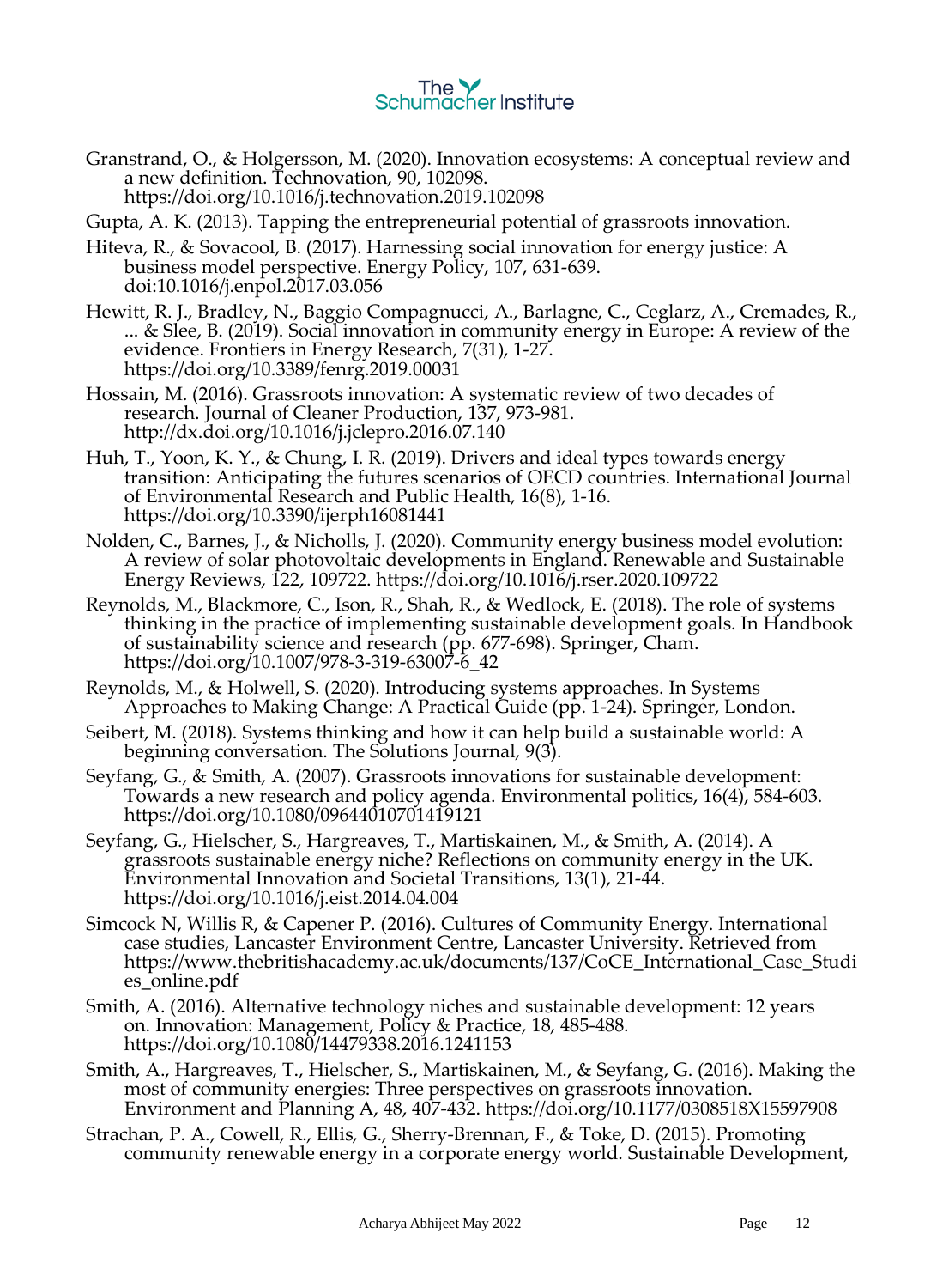Granstrand, O., & Holgersson, M. (2020). Innovation ecosystems: A conceptual review and a new definition. Technovation, 90, 102098. https://doi.org/10.1016/j.technovation.2019.102098

Gupta, A. K. (2013). Tapping the entrepreneurial potential of grassroots innovation.

Hiteva, R., & Sovacool, B. (2017). Harnessing social innovation for energy justice: A business model perspective. Energy Policy, 107, 631-639. doi:10.1016/j.enpol.2017.03.056

Hewitt, R. J., Bradley, N., Baggio Compagnucci, A., Barlagne, C., Ceglarz, A., Cremades, R., ... & Slee, B. (2019). Social innovation in community energy in Europe: A review of the evidence. Frontiers in Energy Research, 7(31), 1-27. https://doi.org/10.3389/fenrg.2019.00031

Hossain, M. (2016). Grassroots innovation: A systematic review of two decades of research. Journal of Cleaner Production, 137, 973-981. http://dx.doi.org/10.1016/j.jclepro.2016.07.140

Huh, T., Yoon, K. Y., & Chung, I. R. (2019). Drivers and ideal types towards energy transition: Anticipating the futures scenarios of OECD countries. International Journal of Environmental Research and Public Health, 16(8), 1-16. https://doi.org/10.3390/ijerph16081441

Nolden, C., Barnes, J., & Nicholls, J. (2020). Community energy business model evolution: A review of solar photovoltaic developments in England. Renewable and Sustainable Energy Reviews, 122, 109722. https://doi.org/10.1016/j.rser.2020.109722

Reynolds, M., Blackmore, C., Ison, R., Shah, R., & Wedlock, E. (2018). The role of systems thinking in the practice of implementing sustainable development goals. In Handbook of sustainability science and research (pp. 677-698). Springer, Cham. https://doi.org/10.1007/978-3-319-63007-6_42

Reynolds, M., & Holwell, S. (2020). Introducing systems approaches. In Systems Approaches to Making Change: A Practical Guide (pp. 1-24). Springer, London.

Seibert, M. (2018). Systems thinking and how it can help build a sustainable world: A beginning conversation. The Solutions Journal, 9(3).

Seyfang, G., & Smith, A. (2007). Grassroots innovations for sustainable development: Towards a new research and policy agenda. Environmental politics, 16(4), 584-603. https://doi.org/10.1080/09644010701419121

Seyfang, G., Hielscher, S., Hargreaves, T., Martiskainen, M., & Smith, A. (2014). A grassroots sustainable energy niche? Reflections on community energy in the UK. Environmental Innovation and Societal Transitions, 13(1), 21-44. https://doi.org/10.1016/j.eist.2014.04.004

Simcock N, Willis R, & Capener P. (2016). Cultures of Community Energy. International case studies, Lancaster Environment Centre, Lancaster University. Retrieved from https://www.thebritishacademy.ac.uk/documents/137/CoCE_International_Case_Studies_online.pdf

Smith, A. (2016). Alternative technology niches and sustainable development: 12 years on. Innovation: Management, Policy & Practice, 18, 485-488. https://doi.org/10.1080/14479338.2016.1241153

Smith, A., Hargreaves, T., Hielscher, S., Martiskainen, M., & Seyfang, G. (2016). Making the most of community energies: Three perspectives on grassroots innovation. Environment and Planning A, 48, 407-432. https://doi.org/10.1177/0308518X15597908

Strachan, P. A., Cowell, R., Ellis, G., Sherry-Brennan, F., & Toke, D. (2015). Promoting community renewable energy in a corporate energy world. Sustainable Development,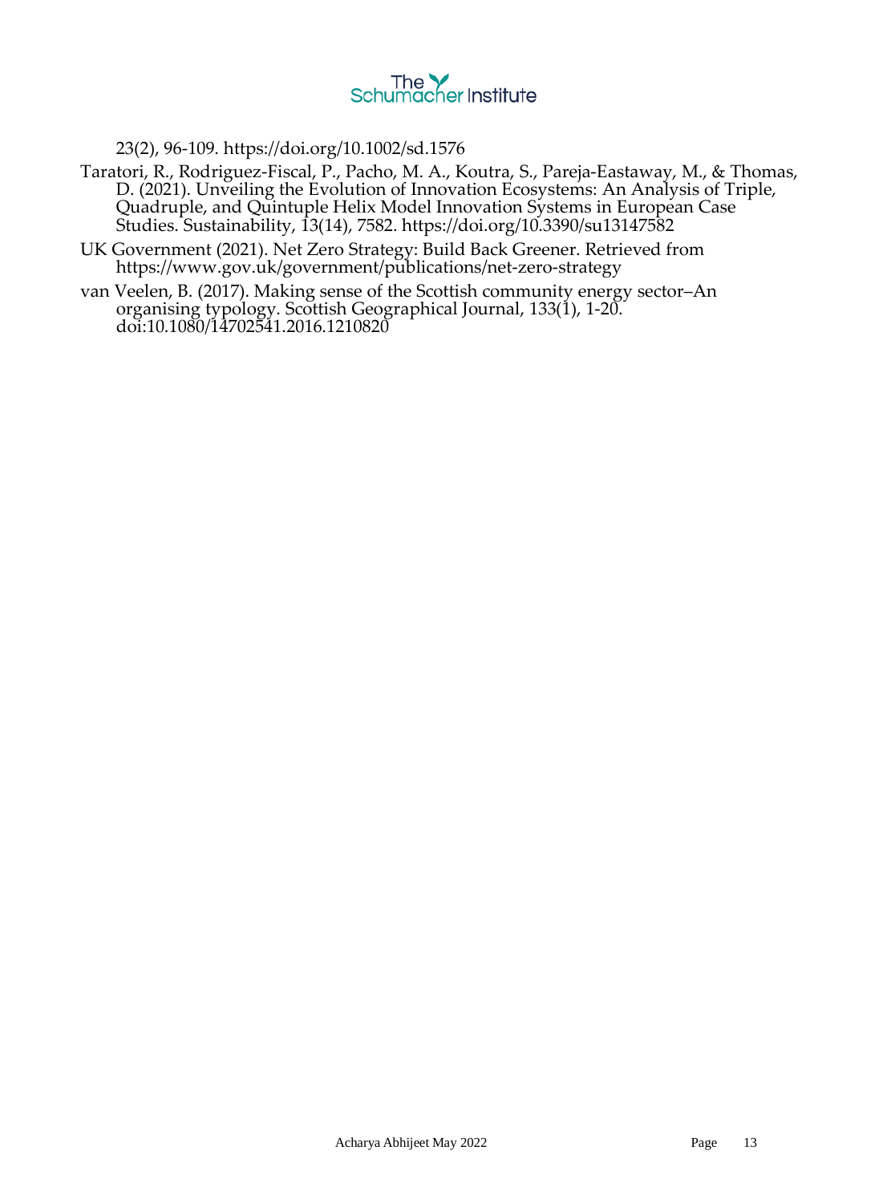23(2), 96-109. https://doi.org/10.1002/sd.1576

Taratori, R., Rodriguez-Fiscal, P., Pacho, M. A., Koutra, S., Pareja-Eastaway, M., & Thomas, D. (2021). Unveiling the Evolution of Innovation Ecosystems: An Analysis of Triple, Quadruple, and Quintuple Helix Model Innovation Systems in European Case Studies. Sustainability, 13(14), 7582. https://doi.org/10.3390/su13147582

UK Government (2021). Net Zero Strategy: Build Back Greener. Retrieved from https://www.gov.uk/government/publications/net-zero-strategy

van Veelen, B. (2017). Making sense of the Scottish community energy sector–An organising typology. Scottish Geographical Journal, 133(1), 1-20. doi:10.1080/14702541.2016.1210820